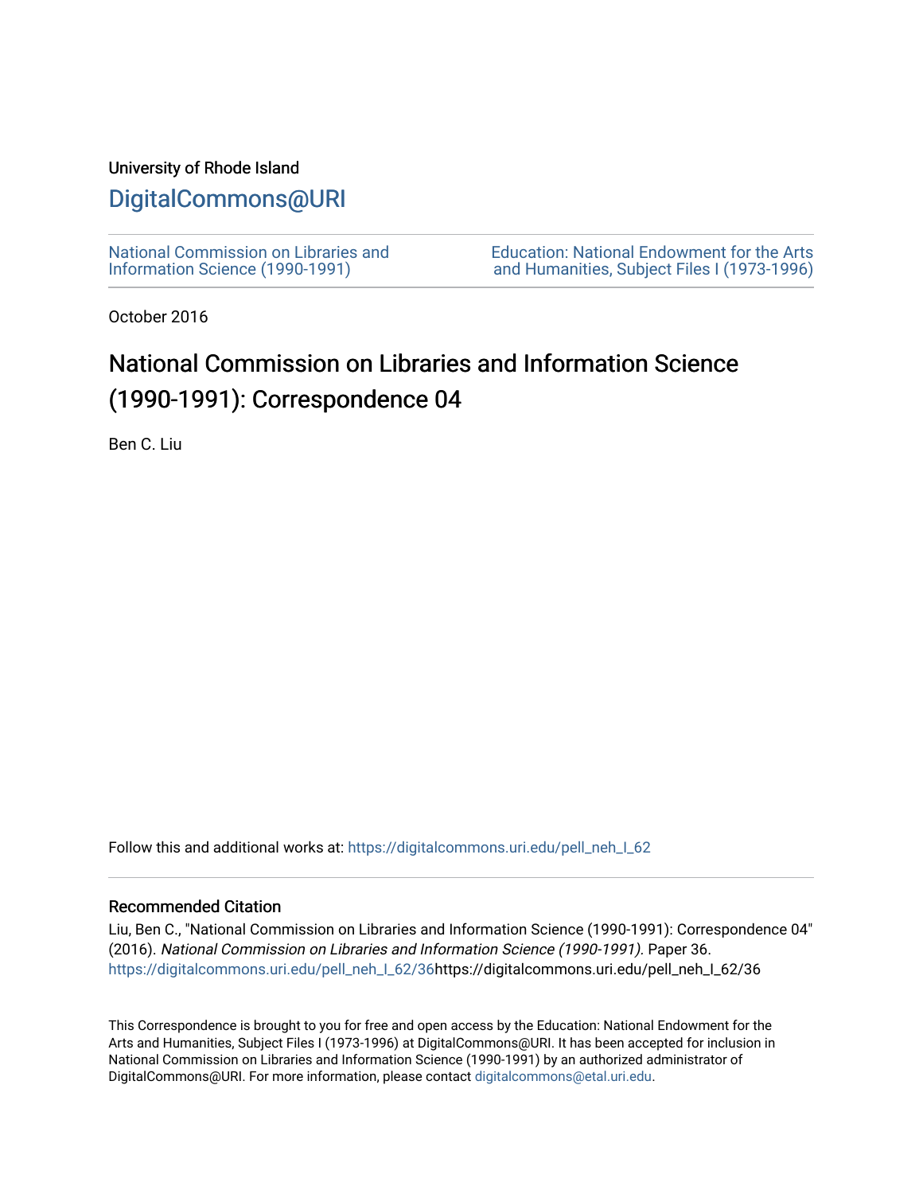University of Rhode Island

# DigitalCommons@URI

National Commission on Libraries and Information Science (1990-1991)

Education: National Endowment for the Arts and Humanities, Subject Files I (1973-1996)

October 2016

## National Commission on Libraries and Information Science (1990-1991): Correspondence 04

Ben C. Liu

Follow this and additional works at: https://digitalcommons.uri.edu/pell_neh_I_62

### Recommended Citation

Liu, Ben C., "National Commission on Libraries and Information Science (1990-1991): Correspondence 04" (2016). *National Commission on Libraries and Information Science (1990-1991).* Paper 36. https://digitalcommons.uri.edu/pell_neh_I_62/36https://digitalcommons.uri.edu/pell_neh_I_62/36

This Correspondence is brought to you for free and open access by the Education: National Endowment for the Arts and Humanities, Subject Files I (1973-1996) at DigitalCommons@URI. It has been accepted for inclusion in National Commission on Libraries and Information Science (1990-1991) by an authorized administrator of DigitalCommons@URI. For more information, please contact digitalcommons@etal.uri.edu.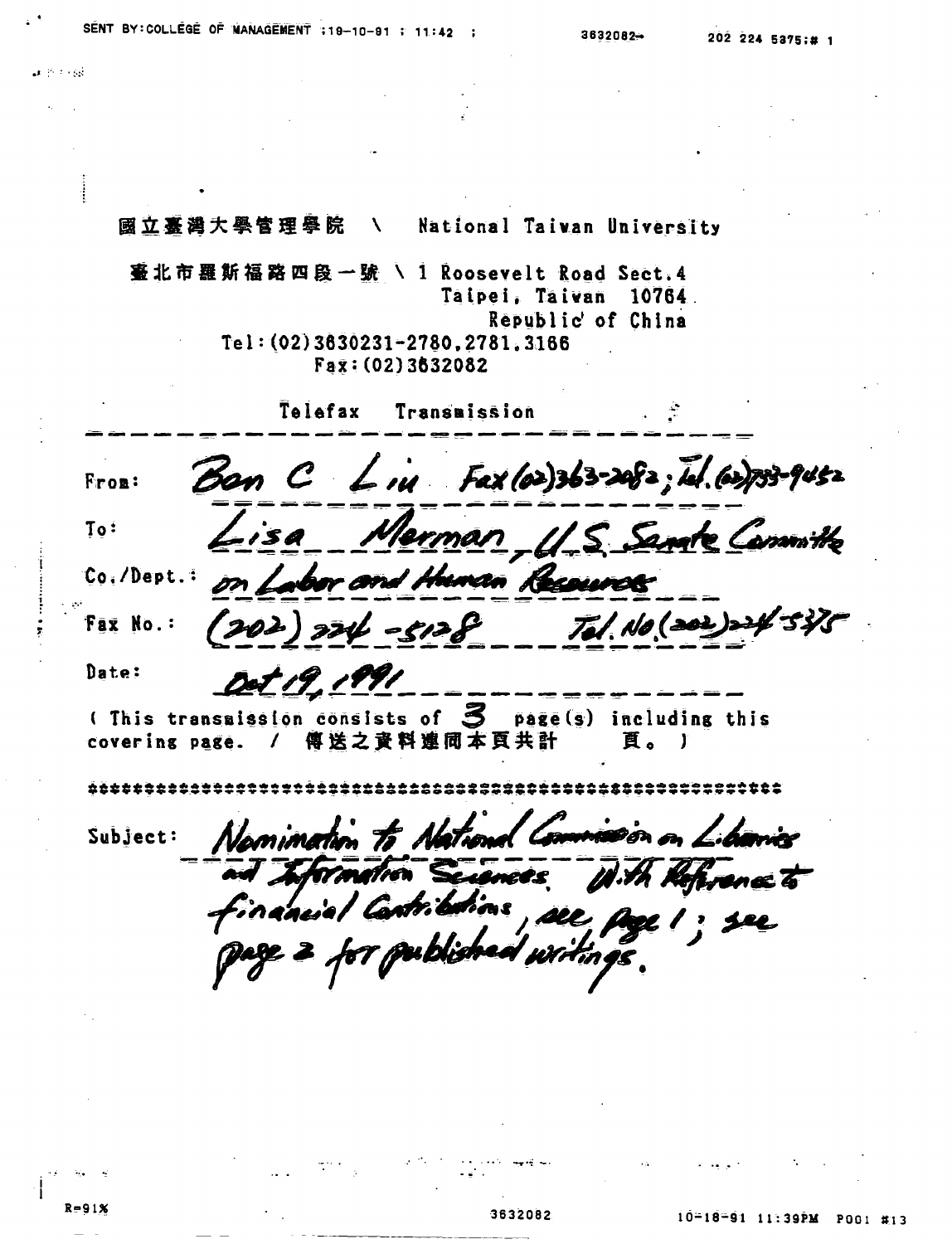國立臺灣大學管理學院 \ National Taiwan University

臺北市羅斯福路四段一號 \ 1 Roosevelt Road Sect.4
Taipei, Taiwan 10764
Republic of China
Tel:(02)3630231-2780,2781,3166
Fax:(02)3632082

Telefax Transmission

---

From: Ben C Liu Fax (02)363-2082; Tel. (02)733-9452

To: Lisa Merman, U.S. Senate Committee

Co./Dept.: on Labor and Human Resources

Fax No.: (202) 224-5128 Tel. No.(202)224-5375

Date: Oct 19, 1991

( This transmission consists of 3 page(s) including this covering page. / 傳送之資料連同本頁共計 頁。 )

---

Subject: Nomination to National Commission on Libraries and Information Sciences. With Reference to financial Contributions, see page 1; see page 2 for published writings.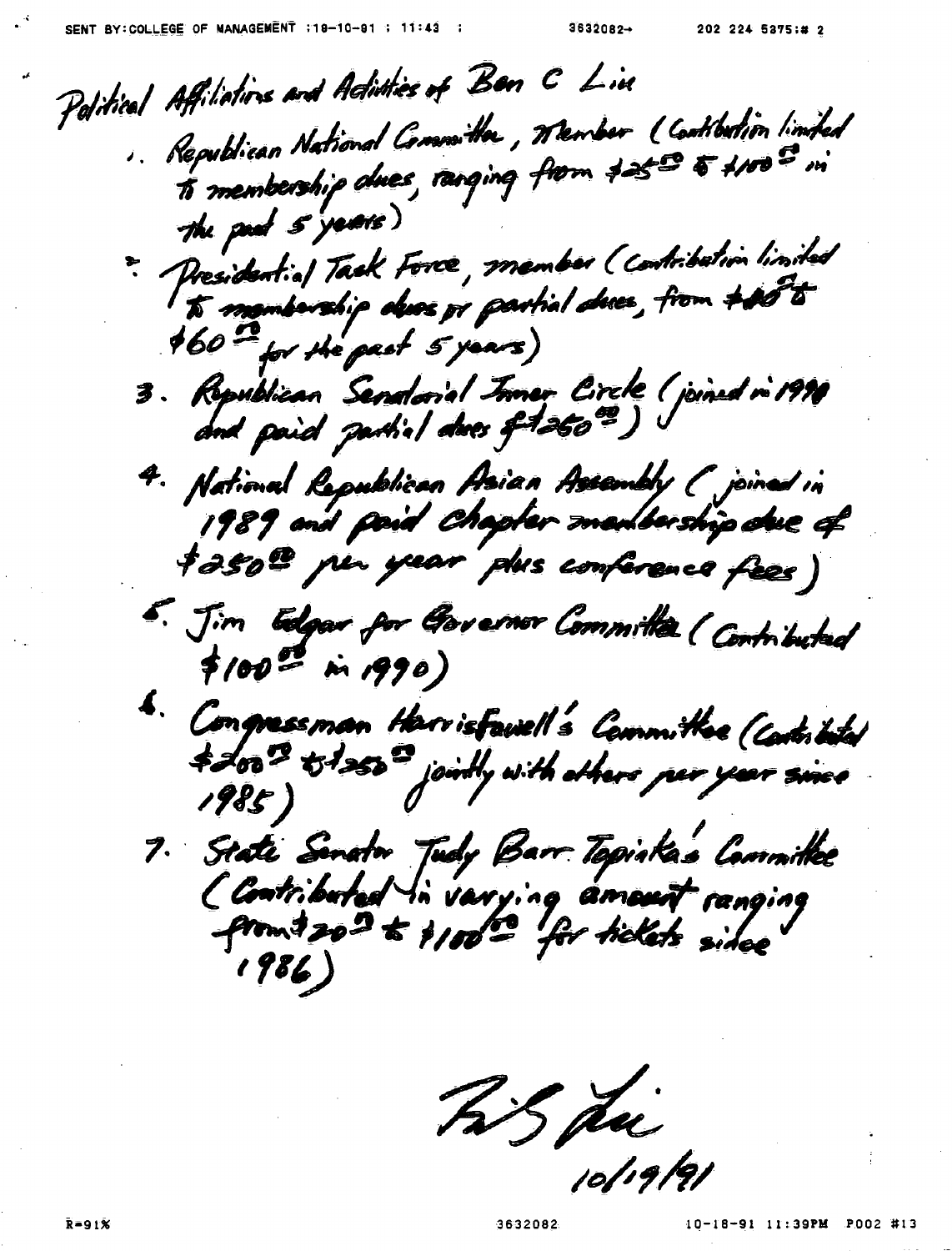Political Affiliations and Activities of Ben C Liu

1. Republican National Committee, Member (Contribution limited to membership dues, ranging from $25.00 to $100.00 in the past 5 years)
2. Presidential Task Force, member (Contribution limited to membership dues or partial dues, from $40.00 to $60.00 for the past 5 years)
3. Republican Senatorial Inner Circle (joined in 1990 and paid partial dues of $250.00)
4. National Republican Asian Assembly (joined in 1989 and paid chapter membership due of $250.00 per year plus conference fees)
5. Jim Edgar for Governor Committee (Contributed $100.00 in 1990)
6. Congressman Harris Fawell's Committee (Contributed $200.00 to $250.00 jointly with others per year since 1985)
7. State Senator Judy Barr Topinka's Committee (Contributed in varying amount ranging from $20.00 to $100.00 for tickets since 1986)

B.C. Liu
10/19/91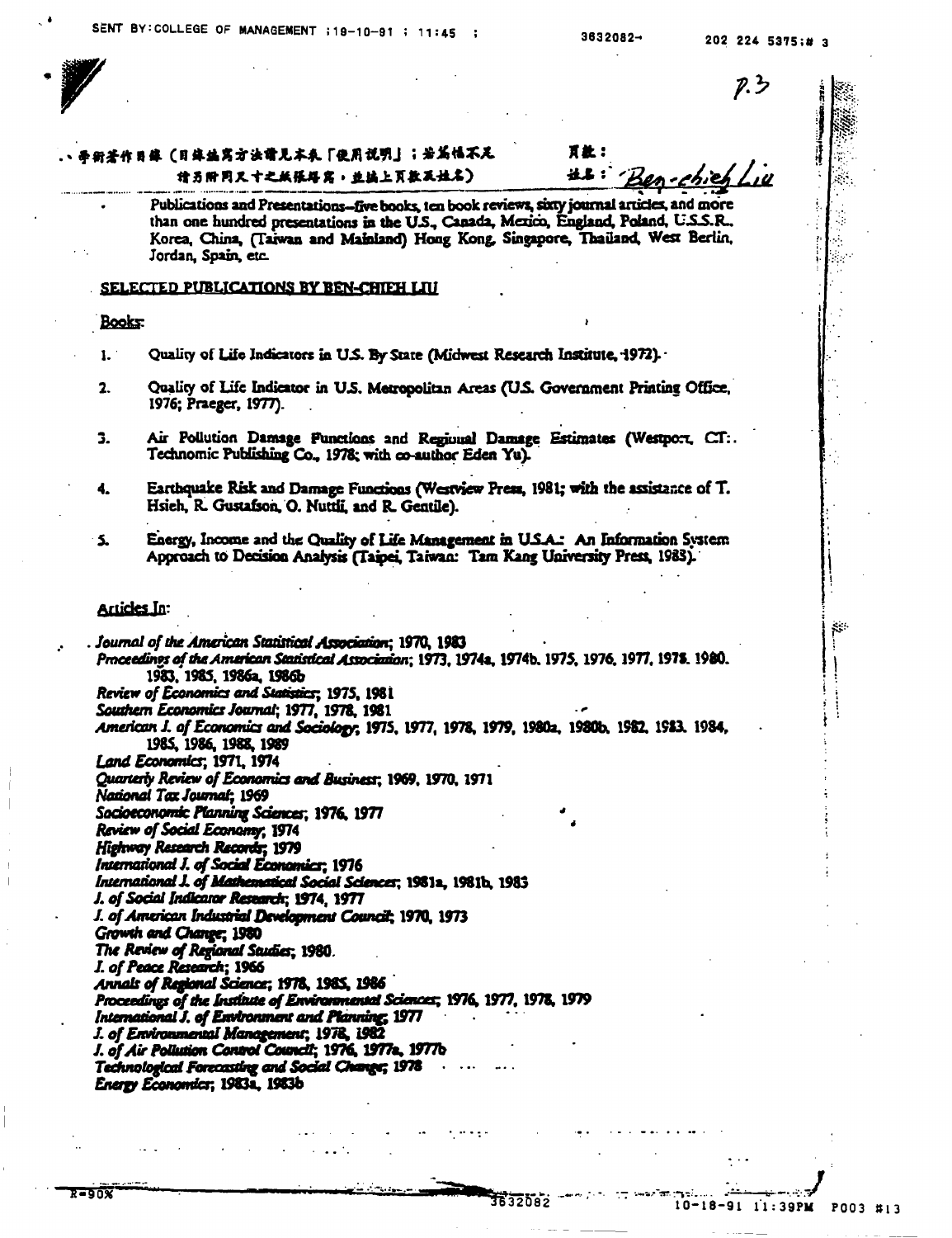、學術著作目錄（目錄編寫方法請見本表「使用說明」；如篇幅不足請另附同尺寸之紙張編寫，並編上頁數及姓名）

頁數：
姓名： Ben-chieh Liu

- Publications and Presentations--five books, ten book reviews, sixty journal articles, and more than one hundred presentations in the U.S., Canada, Mexico, England, Poland, U.S.S.R., Korea, China, (Taiwan and Mainland) Hong Kong, Singapore, Thailand, West Berlin, Jordan, Spain, etc.

## SELECTED PUBLICATIONS BY BEN-CHIEH LIU

### Books:

1. Quality of Life Indicators in U.S. By State (Midwest Research Institute, 1972).
2. Quality of Life Indicator in U.S. Metropolitan Areas (U.S. Government Printing Office, 1976; Praeger, 1977).
3. Air Pollution Damage Functions and Regional Damage Estimates (Westport, CT: Technomic Publishing Co., 1978; with co-author Eden Yu).
4. Earthquake Risk and Damage Functions (Westview Press, 1981; with the assistance of T. Hsieh, R. Gustafson, O. Nuttli, and R. Gentile).
5. Energy, Income and the Quality of Life Management in U.S.A.: An Information System Approach to Decision Analysis (Taipei, Taiwan: Tam Kang University Press, 1983).

### Articles In:

*Journal of the American Statistical Association*; 1970, 1983
*Proceedings of the American Statistical Association*; 1973, 1974a, 1974b, 1975, 1976, 1977, 1978, 1980, 1983, 1985, 1986a, 1986b
*Review of Economics and Statistics*; 1975, 1981
*Southern Economics Journal*; 1977, 1978, 1981
*American J. of Economics and Sociology*; 1975, 1977, 1978, 1979, 1980a, 1980b, 1982, 1983, 1984, 1985, 1986, 1988, 1989
*Land Economics*; 1971, 1974
*Quarterly Review of Economics and Business*; 1969, 1970, 1971
*National Tax Journal*; 1969
*Socioeconomic Planning Sciences*; 1976, 1977
*Review of Social Economy*; 1974
*Highway Research Records*; 1979
*International J. of Social Economics*; 1976
*International J. of Mathematical Social Sciences*; 1981a, 1981b, 1983
*J. of Social Indicator Research*; 1974, 1977
*J. of American Industrial Development Council*; 1970, 1973
*Growth and Change*; 1980
*The Review of Regional Studies*; 1980.
*J. of Peace Research*; 1966
*Annals of Regional Science*; 1978, 1985, 1986
*Proceedings of the Institute of Environmental Sciences*; 1976, 1977, 1978, 1979
*International J. of Environment and Planning*; 1977
*J. of Environmental Management*; 1978, 1982
*J. of Air Pollution Control Council*; 1976, 1977a, 1977b
*Technological Forecasting and Social Change*; 1978
*Energy Economics*; 1983a, 1983b